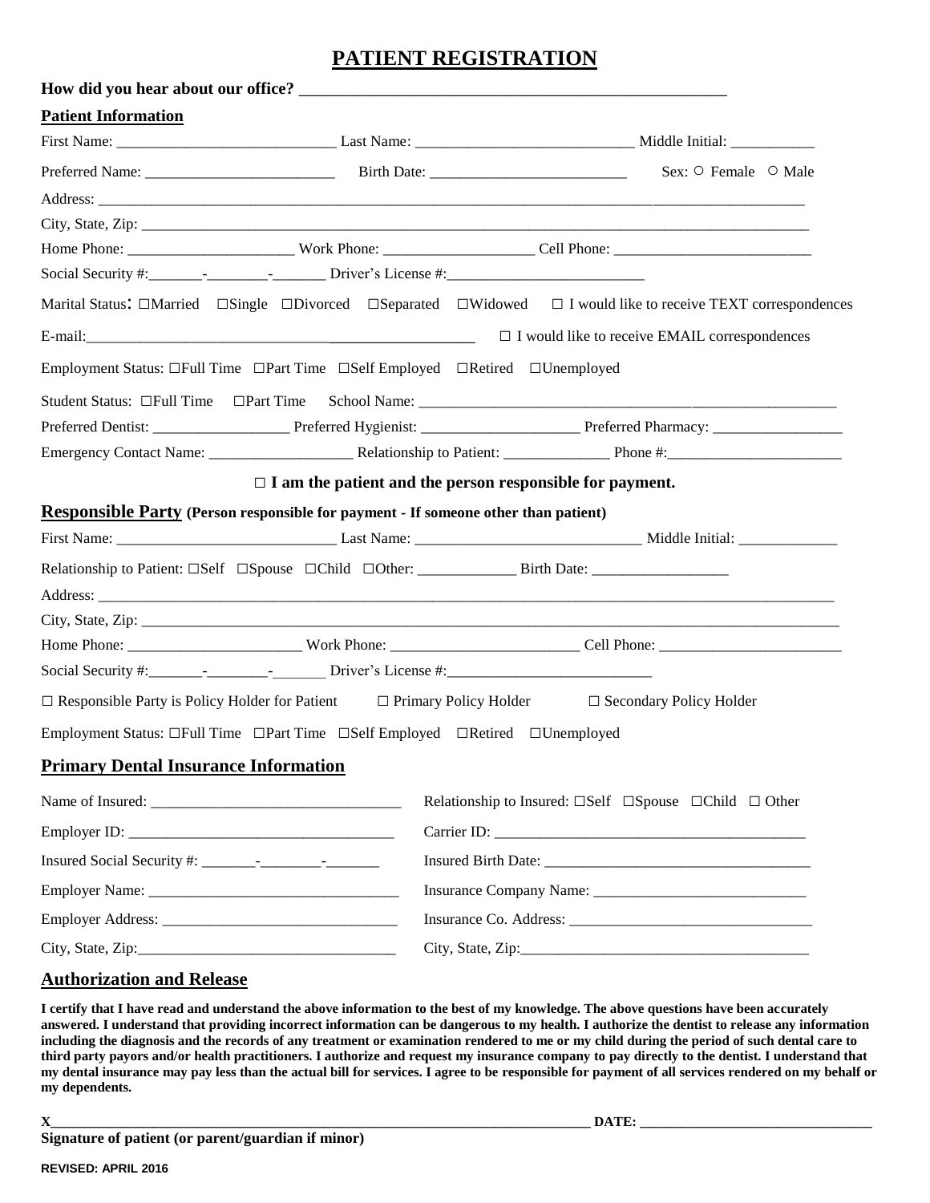# PATIENT REGISTRATION

**How did you hear about our office?** ____________________________________________________

## Patient Information

First Name: ____________________________ Last Name: ____________________________ Middle Initial: ___________

Preferred Name: _________________________ Birth Date: __________________________ Sex: ○ Female ○ Male

Address: ____________________________________________________________________________________________

City, State, Zip: ______________________________________________________________________________________

Home Phone: ______________________ Work Phone: ____________________ Cell Phone: __________________________

Social Security #:_______-________-_______ Driver's License #:__________________________

Marital Status: ☐Married ☐Single ☐Divorced ☐Separated ☐Widowed ☐ I would like to receive TEXT correspondences

E-mail:________________________________________________ ☐ I would like to receive EMAIL correspondences

Employment Status: ☐Full Time ☐Part Time ☐Self Employed ☐Retired ☐Unemployed

Student Status: ☐Full Time ☐Part Time School Name: ________________________________________________________

Preferred Dentist: __________________ Preferred Hygienist: _____________________ Preferred Pharmacy: _________________

Emergency Contact Name: ___________________ Relationship to Patient: ______________ Phone #:_______________________

**☐ I am the patient and the person responsible for payment.**

## Responsible Party (Person responsible for payment - If someone other than patient)

First Name: _____________________________ Last Name: ______________________________ Middle Initial: _____________

Relationship to Patient: ☐Self ☐Spouse ☐Child ☐Other: _____________ Birth Date: __________________

Address: ______________________________________________________________________________________________

City, State, Zip: ________________________________________________________________________________________

Home Phone: _______________________ Work Phone: ________________________ Cell Phone: ________________________

Social Security #:_______-________-_______ Driver's License #:___________________________

☐ Responsible Party is Policy Holder for Patient ☐ Primary Policy Holder ☐ Secondary Policy Holder

Employment Status: ☐Full Time ☐Part Time ☐Self Employed ☐Retired ☐Unemployed

## Primary Dental Insurance Information

Name of Insured: _________________________________

Relationship to Insured: ☐Self ☐Spouse ☐Child ☐ Other

Employer ID: ___________________________________

Carrier ID: __________________________________________

Insured Social Security #: _______-________-_______

Insured Birth Date: ___________________________________

Employer Name: _________________________________

Insurance Company Name: ____________________________

Employer Address: _______________________________

Insurance Co. Address: _______________________________

City, State, Zip:_________________________________

City, State, Zip:______________________________________

## Authorization and Release

**I certify that I have read and understand the above information to the best of my knowledge. The above questions have been accurately answered. I understand that providing incorrect information can be dangerous to my health. I authorize the dentist to release any information including the diagnosis and the records of any treatment or examination rendered to me or my child during the period of such dental care to third party payors and/or health practitioners. I authorize and request my insurance company to pay directly to the dentist. I understand that my dental insurance may pay less than the actual bill for services. I agree to be responsible for payment of all services rendered on my behalf or my dependents.**

**X___________________________________________________________________________ DATE: _________________________________**

**Signature of patient (or parent/guardian if minor)**

**REVISED: APRIL 2016**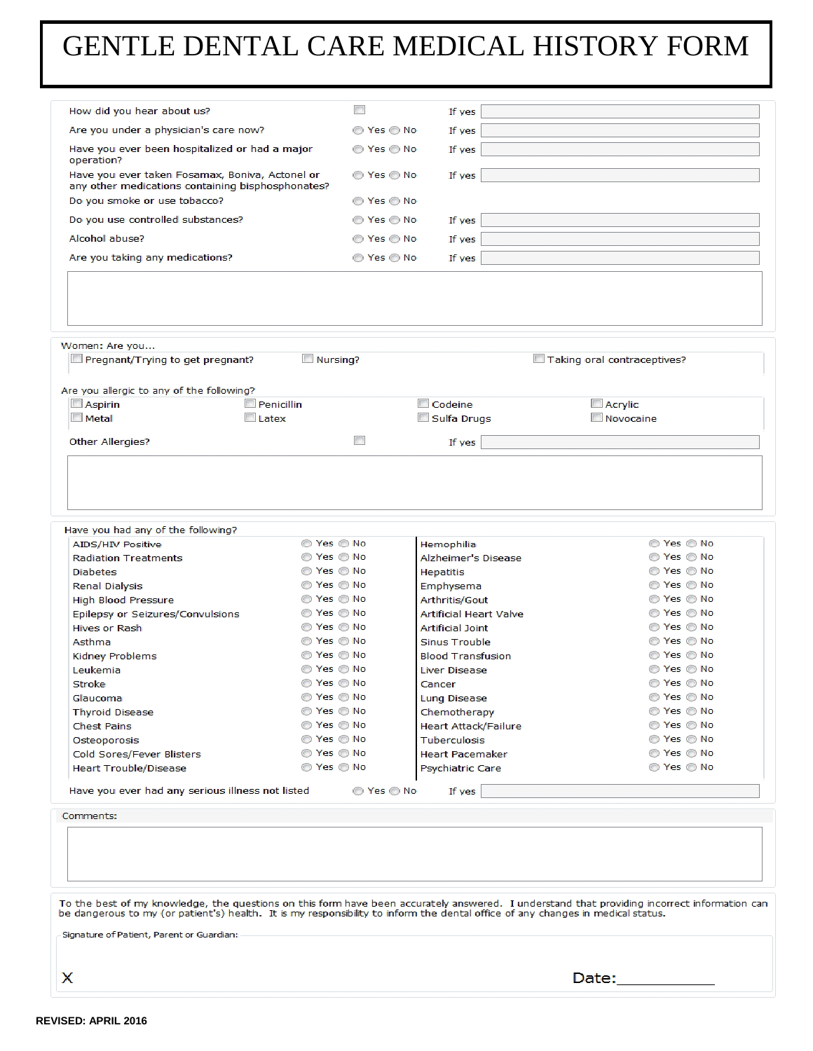# GENTLE DENTAL CARE MEDICAL HISTORY FORM

| | | |
|---|---|---|
| How did you hear about us? | ☐ | If yes |
| Are you under a physician's care now? | ○ Yes ○ No | If yes |
| Have you ever been hospitalized or had a major operation? | ○ Yes ○ No | If yes |
| Have you ever taken Fosamax, Boniva, Actonel or any other medications containing bisphosphonates? | ○ Yes ○ No | If yes |
| Do you smoke or use tobacco? | ○ Yes ○ No | |
| Do you use controlled substances? | ○ Yes ○ No | If yes |
| Alcohol abuse? | ○ Yes ○ No | If yes |
| Are you taking any medications? | ○ Yes ○ No | If yes |

Women: Are you...

☐ Pregnant/Trying to get pregnant? ☐ Nursing? ☐ Taking oral contraceptives?

Are you allergic to any of the following?

| | | | |
|---|---|---|---|
| ☐ Aspirin | ☐ Penicillin | ☐ Codeine | ☐ Acrylic |
| ☐ Metal | ☐ Latex | ☐ Sulfa Drugs | ☐ Novocaine |

Other Allergies? ☐ If yes

Have you had any of the following?

| | | | |
|---|---|---|---|
| AIDS/HIV Positive | ○ Yes ○ No | Hemophilia | ○ Yes ○ No |
| Radiation Treatments | ○ Yes ○ No | Alzheimer's Disease | ○ Yes ○ No |
| Diabetes | ○ Yes ○ No | Hepatitis | ○ Yes ○ No |
| Renal Dialysis | ○ Yes ○ No | Emphysema | ○ Yes ○ No |
| High Blood Pressure | ○ Yes ○ No | Arthritis/Gout | ○ Yes ○ No |
| Epilepsy or Seizures/Convulsions | ○ Yes ○ No | Artificial Heart Valve | ○ Yes ○ No |
| Hives or Rash | ○ Yes ○ No | Artificial Joint | ○ Yes ○ No |
| Asthma | ○ Yes ○ No | Sinus Trouble | ○ Yes ○ No |
| Kidney Problems | ○ Yes ○ No | Blood Transfusion | ○ Yes ○ No |
| Leukemia | ○ Yes ○ No | Liver Disease | ○ Yes ○ No |
| Stroke | ○ Yes ○ No | Cancer | ○ Yes ○ No |
| Glaucoma | ○ Yes ○ No | Lung Disease | ○ Yes ○ No |
| Thyroid Disease | ○ Yes ○ No | Chemotherapy | ○ Yes ○ No |
| Chest Pains | ○ Yes ○ No | Heart Attack/Failure | ○ Yes ○ No |
| Osteoporosis | ○ Yes ○ No | Tuberculosis | ○ Yes ○ No |
| Cold Sores/Fever Blisters | ○ Yes ○ No | Heart Pacemaker | ○ Yes ○ No |
| Heart Trouble/Disease | ○ Yes ○ No | Psychiatric Care | ○ Yes ○ No |

Have you ever had any serious illness not listed ○ Yes ○ No If yes

Comments:

To the best of my knowledge, the questions on this form have been accurately answered. I understand that providing incorrect information can be dangerous to my (or patient's) health. It is my responsibility to inform the dental office of any changes in medical status.

Signature of Patient, Parent or Guardian:

X Date:___________

REVISED: APRIL 2016